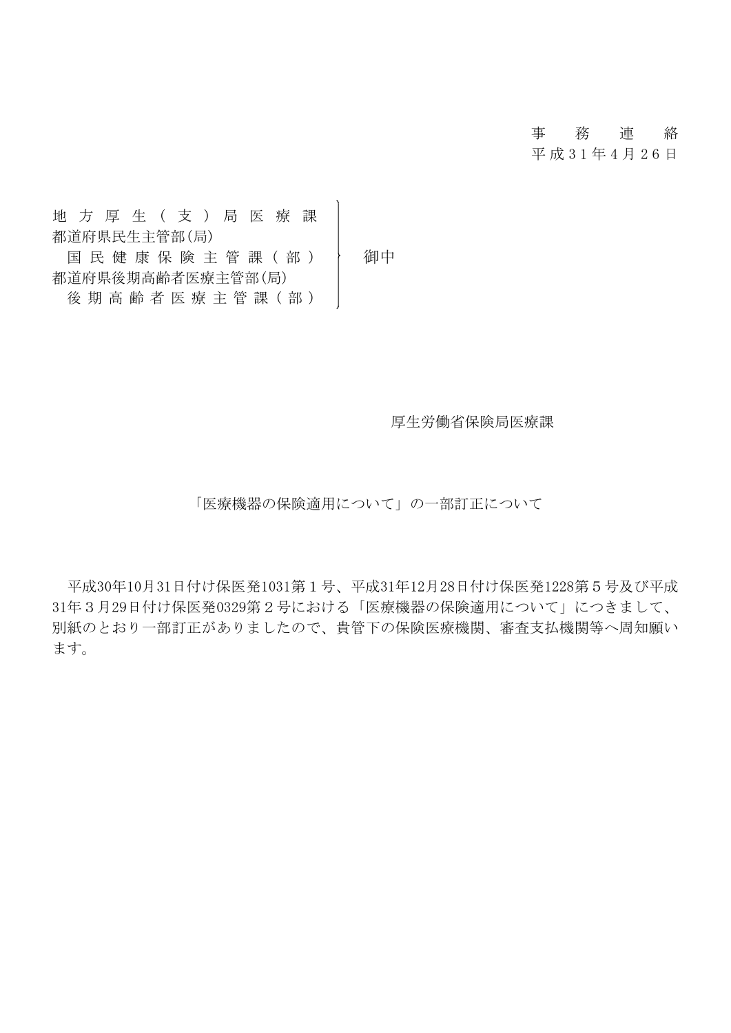事　務　連　絡
平成31年4月26日

地方厚生（支）局医療課
都道府県民生主管部(局)
　国民健康保険主管課（部）
都道府県後期高齢者医療主管部(局)
　後期高齢者医療主管課（部）

御中

厚生労働省保険局医療課

「医療機器の保険適用について」の一部訂正について

平成30年10月31日付け保医発1031第１号、平成31年12月28日付け保医発1228第５号及び平成31年３月29日付け保医発0329第２号における「医療機器の保険適用について」につきまして、別紙のとおり一部訂正がありましたので、貴管下の保険医療機関、審査支払機関等へ周知願います。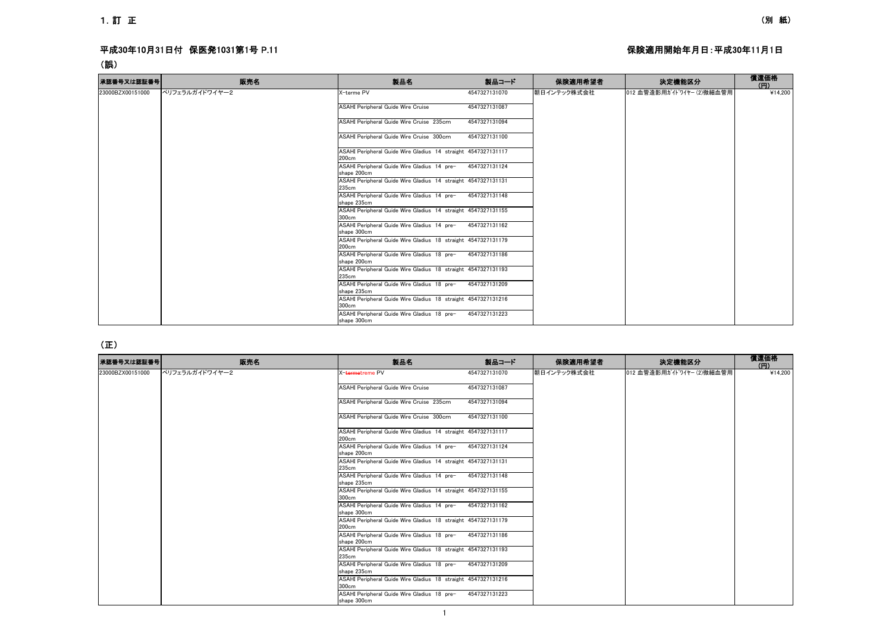# 1. 訂 正

（別 紙）

## 平成30年10月31日付 保医発1031第1号 P.11

保険適用開始年月日：平成30年11月1日

### （誤）

| 承認番号又は認証番号 | 販売名 | 製品名 | 製品コード | 保険適用希望者 | 決定機能区分 | 償還価格（円） |
|---|---|---|---|---|---|---|
| 23000BZX00151000 | ペリフェラルガイドワイヤー2 | X-terme PV | 4547327131070 | 朝日インテック株式会社 | 012 血管造影用ｶﾞｲﾄﾞﾜｲﾔｰ (2)微細血管用 | ¥14,200 |
| | | ASAHI Peripheral Guide Wire Cruise | 4547327131087 | | | |
| | | ASAHI Peripheral Guide Wire Cruise 235cm | 4547327131094 | | | |
| | | ASAHI Peripheral Guide Wire Cruise 300cm | 4547327131100 | | | |
| | | ASAHI Peripheral Guide Wire Gladius 14 straight 200cm | 4547327131117 | | | |
| | | ASAHI Peripheral Guide Wire Gladius 14 pre-shape 200cm | 4547327131124 | | | |
| | | ASAHI Peripheral Guide Wire Gladius 14 straight 235cm | 4547327131131 | | | |
| | | ASAHI Peripheral Guide Wire Gladius 14 pre-shape 235cm | 4547327131148 | | | |
| | | ASAHI Peripheral Guide Wire Gladius 14 straight 300cm | 4547327131155 | | | |
| | | ASAHI Peripheral Guide Wire Gladius 14 pre-shape 300cm | 4547327131162 | | | |
| | | ASAHI Peripheral Guide Wire Gladius 18 straight 200cm | 4547327131179 | | | |
| | | ASAHI Peripheral Guide Wire Gladius 18 pre-shape 200cm | 4547327131186 | | | |
| | | ASAHI Peripheral Guide Wire Gladius 18 straight 235cm | 4547327131193 | | | |
| | | ASAHI Peripheral Guide Wire Gladius 18 pre-shape 235cm | 4547327131209 | | | |
| | | ASAHI Peripheral Guide Wire Gladius 18 straight 300cm | 4547327131216 | | | |
| | | ASAHI Peripheral Guide Wire Gladius 18 pre-shape 300cm | 4547327131223 | | | |

### （正）

| 承認番号又は認証番号 | 販売名 | 製品名 | 製品コード | 保険適用希望者 | 決定機能区分 | 償還価格（円） |
|---|---|---|---|---|---|---|
| 23000BZX00151000 | ペリフェラルガイドワイヤー2 | X-~~terme~~treme PV | 4547327131070 | 朝日インテック株式会社 | 012 血管造影用ｶﾞｲﾄﾞﾜｲﾔｰ (2)微細血管用 | ¥14,200 |
| | | ASAHI Peripheral Guide Wire Cruise | 4547327131087 | | | |
| | | ASAHI Peripheral Guide Wire Cruise 235cm | 4547327131094 | | | |
| | | ASAHI Peripheral Guide Wire Cruise 300cm | 4547327131100 | | | |
| | | ASAHI Peripheral Guide Wire Gladius 14 straight 200cm | 4547327131117 | | | |
| | | ASAHI Peripheral Guide Wire Gladius 14 pre-shape 200cm | 4547327131124 | | | |
| | | ASAHI Peripheral Guide Wire Gladius 14 straight 235cm | 4547327131131 | | | |
| | | ASAHI Peripheral Guide Wire Gladius 14 pre-shape 235cm | 4547327131148 | | | |
| | | ASAHI Peripheral Guide Wire Gladius 14 straight 300cm | 4547327131155 | | | |
| | | ASAHI Peripheral Guide Wire Gladius 14 pre-shape 300cm | 4547327131162 | | | |
| | | ASAHI Peripheral Guide Wire Gladius 18 straight 200cm | 4547327131179 | | | |
| | | ASAHI Peripheral Guide Wire Gladius 18 pre-shape 200cm | 4547327131186 | | | |
| | | ASAHI Peripheral Guide Wire Gladius 18 straight 235cm | 4547327131193 | | | |
| | | ASAHI Peripheral Guide Wire Gladius 18 pre-shape 235cm | 4547327131209 | | | |
| | | ASAHI Peripheral Guide Wire Gladius 18 straight 300cm | 4547327131216 | | | |
| | | ASAHI Peripheral Guide Wire Gladius 18 pre-shape 300cm | 4547327131223 | | | |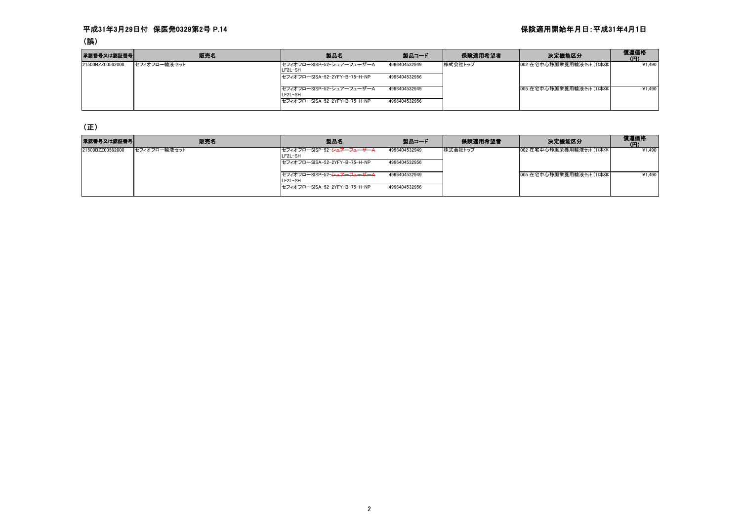平成31年3月29日付　保医発0329第2号 P.14

保険適用開始年月日：平成31年4月1日

（誤）

| 承認番号又は認証番号 | 販売名 | 製品名 | 製品コード | 保険適用希望者 | 決定機能区分 | 償還価格（円） |
|---|---|---|---|---|---|---|
| 21500BZZ00562000 | セフィオフロー輸液セット | セフィオフローSISP-52-シュアーフューザーA LF2L-SH | 4996404532949 | 株式会社トップ | 002 在宅中心静脈栄養用輸液セット (1)本体 | ¥1,490 |
| | | セフィオフローSISA-52-2YFY-B-75-H-NP | 4996404532956 | | | |
| | | セフィオフローSISP-52-シュアーフューザーA LF2L-SH | 4996404532949 | | 005 在宅中心静脈栄養用輸液セット (1)本体 | ¥1,490 |
| | | セフィオフローSISA-52-2YFY-B-75-H-NP | 4996404532956 | | | |

（正）

| 承認番号又は認証番号 | 販売名 | 製品名 | 製品コード | 保険適用希望者 | 決定機能区分 | 償還価格（円） |
|---|---|---|---|---|---|---|
| 21500BZZ00562000 | セフィオフロー輸液セット | セフィオフローSISP-52-~~シュアーフューザーA~~ LF2L-SH | 4996404532949 | 株式会社トップ | 002 在宅中心静脈栄養用輸液セット (1)本体 | ¥1,490 |
| | | セフィオフローSISA-52-2YFY-B-75-H-NP | 4996404532956 | | | |
| | | セフィオフローSISP-52-~~シュアーフューザーA~~ LF2L-SH | 4996404532949 | | 005 在宅中心静脈栄養用輸液セット (1)本体 | ¥1,490 |
| | | セフィオフローSISA-52-2YFY-B-75-H-NP | 4996404532956 | | | |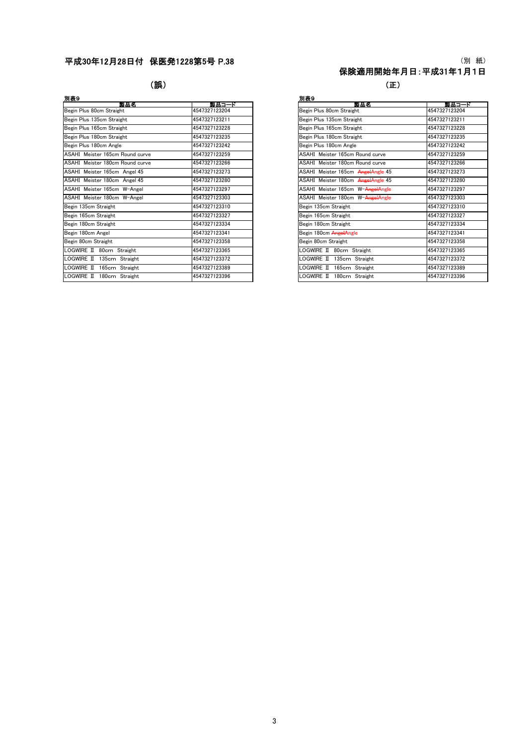平成30年12月28日付　保医発1228第5号 P.38

（別　紙）

**保険適用開始年月日：平成31年1月1日**

（誤）

別表9

| 製品名 | 製品コード |
|---|---|
| Begin Plus 80cm Straight | 4547327123204 |
| Begin Plus 135cm Straight | 4547327123211 |
| Begin Plus 165cm Straight | 4547327123228 |
| Begin Plus 180cm Straight | 4547327123235 |
| Begin Plus 180cm Angle | 4547327123242 |
| ASAHI Meister 165cm Round curve | 4547327123259 |
| ASAHI Meister 180cm Round curve | 4547327123266 |
| ASAHI Meister 165cm Angel 45 | 4547327123273 |
| ASAHI Meister 180cm Angel 45 | 4547327123280 |
| ASAHI Meister 165cm W-Angel | 4547327123297 |
| ASAHI Meister 180cm W-Angel | 4547327123303 |
| Begin 135cm Straight | 4547327123310 |
| Begin 165cm Straight | 4547327123327 |
| Begin 180cm Straight | 4547327123334 |
| Begin 180cm Angel | 4547327123341 |
| Begin 80cm Straight | 4547327123358 |
| LOGWIRE Ⅱ 80cm Straight | 4547327123365 |
| LOGWIRE Ⅱ 135cm Straight | 4547327123372 |
| LOGWIRE Ⅱ 165cm Straight | 4547327123389 |
| LOGWIRE Ⅱ 180cm Straight | 4547327123396 |

（正）

別表9

| 製品名 | 製品コード |
|---|---|
| Begin Plus 80cm Straight | 4547327123204 |
| Begin Plus 135cm Straight | 4547327123211 |
| Begin Plus 165cm Straight | 4547327123228 |
| Begin Plus 180cm Straight | 4547327123235 |
| Begin Plus 180cm Angle | 4547327123242 |
| ASAHI Meister 165cm Round curve | 4547327123259 |
| ASAHI Meister 180cm Round curve | 4547327123266 |
| ASAHI Meister 165cm ~~Angel~~Angle 45 | 4547327123273 |
| ASAHI Meister 180cm ~~Angel~~Angle 45 | 4547327123280 |
| ASAHI Meister 165cm W-~~Angel~~Angle | 4547327123297 |
| ASAHI Meister 180cm W-~~Angel~~Angle | 4547327123303 |
| Begin 135cm Straight | 4547327123310 |
| Begin 165cm Straight | 4547327123327 |
| Begin 180cm Straight | 4547327123334 |
| Begin 180cm ~~Angel~~Angle | 4547327123341 |
| Begin 80cm Straight | 4547327123358 |
| LOGWIRE Ⅱ 80cm Straight | 4547327123365 |
| LOGWIRE Ⅱ 135cm Straight | 4547327123372 |
| LOGWIRE Ⅱ 165cm Straight | 4547327123389 |
| LOGWIRE Ⅱ 180cm Straight | 4547327123396 |